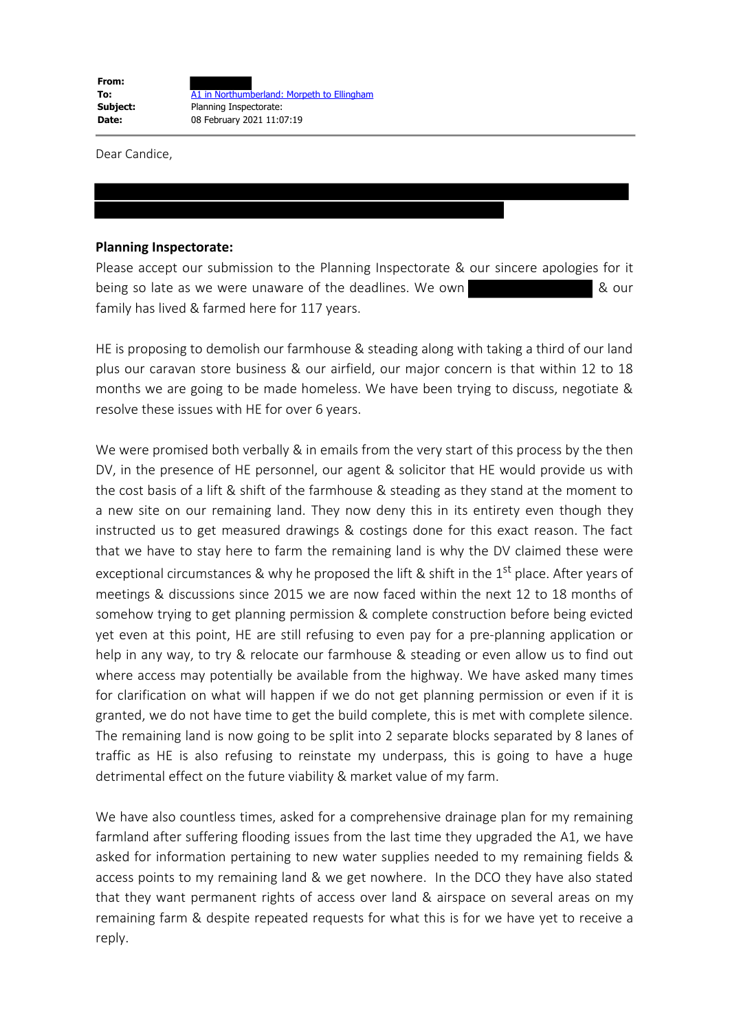| | |
|---|---|
| **From:** | |
| **To:** | A1 in Northumberland: Morpeth to Ellingham |
| **Subject:** | Planning Inspectorate: |
| **Date:** | 08 February 2021 11:07:19 |

Dear Candice,

**Planning Inspectorate:**

Please accept our submission to the Planning Inspectorate & our sincere apologies for it being so late as we were unaware of the deadlines. We own & our family has lived & farmed here for 117 years.

HE is proposing to demolish our farmhouse & steading along with taking a third of our land plus our caravan store business & our airfield, our major concern is that within 12 to 18 months we are going to be made homeless. We have been trying to discuss, negotiate & resolve these issues with HE for over 6 years.

We were promised both verbally & in emails from the very start of this process by the then DV, in the presence of HE personnel, our agent & solicitor that HE would provide us with the cost basis of a lift & shift of the farmhouse & steading as they stand at the moment to a new site on our remaining land. They now deny this in its entirety even though they instructed us to get measured drawings & costings done for this exact reason. The fact that we have to stay here to farm the remaining land is why the DV claimed these were exceptional circumstances & why he proposed the lift & shift in the 1st place. After years of meetings & discussions since 2015 we are now faced within the next 12 to 18 months of somehow trying to get planning permission & complete construction before being evicted yet even at this point, HE are still refusing to even pay for a pre-planning application or help in any way, to try & relocate our farmhouse & steading or even allow us to find out where access may potentially be available from the highway. We have asked many times for clarification on what will happen if we do not get planning permission or even if it is granted, we do not have time to get the build complete, this is met with complete silence. The remaining land is now going to be split into 2 separate blocks separated by 8 lanes of traffic as HE is also refusing to reinstate my underpass, this is going to have a huge detrimental effect on the future viability & market value of my farm.

We have also countless times, asked for a comprehensive drainage plan for my remaining farmland after suffering flooding issues from the last time they upgraded the A1, we have asked for information pertaining to new water supplies needed to my remaining fields & access points to my remaining land & we get nowhere. In the DCO they have also stated that they want permanent rights of access over land & airspace on several areas on my remaining farm & despite repeated requests for what this is for we have yet to receive a reply.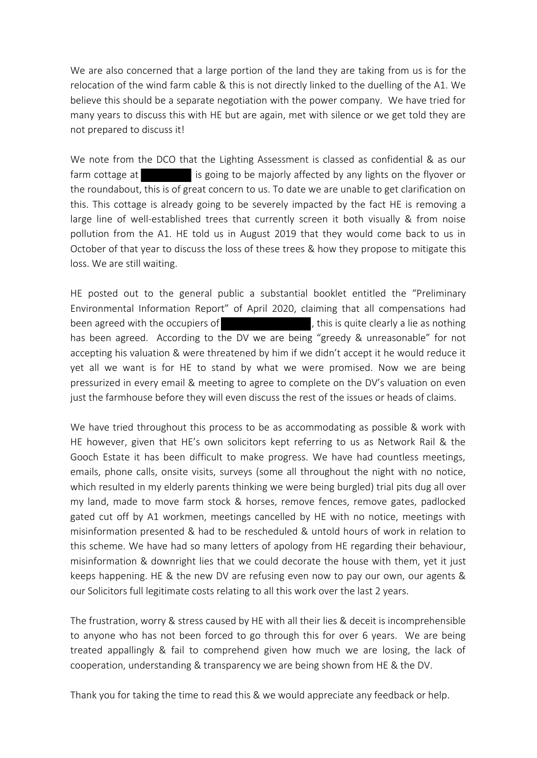We are also concerned that a large portion of the land they are taking from us is for the relocation of the wind farm cable & this is not directly linked to the duelling of the A1. We believe this should be a separate negotiation with the power company. We have tried for many years to discuss this with HE but are again, met with silence or we get told they are not prepared to discuss it!

We note from the DCO that the Lighting Assessment is classed as confidential & as our farm cottage at ██████ is going to be majorly affected by any lights on the flyover or the roundabout, this is of great concern to us. To date we are unable to get clarification on this. This cottage is already going to be severely impacted by the fact HE is removing a large line of well-established trees that currently screen it both visually & from noise pollution from the A1. HE told us in August 2019 that they would come back to us in October of that year to discuss the loss of these trees & how they propose to mitigate this loss. We are still waiting.

HE posted out to the general public a substantial booklet entitled the "Preliminary Environmental Information Report" of April 2020, claiming that all compensations had been agreed with the occupiers of ██████████, this is quite clearly a lie as nothing has been agreed. According to the DV we are being "greedy & unreasonable" for not accepting his valuation & were threatened by him if we didn't accept it he would reduce it yet all we want is for HE to stand by what we were promised. Now we are being pressurized in every email & meeting to agree to complete on the DV's valuation on even just the farmhouse before they will even discuss the rest of the issues or heads of claims.

We have tried throughout this process to be as accommodating as possible & work with HE however, given that HE's own solicitors kept referring to us as Network Rail & the Gooch Estate it has been difficult to make progress. We have had countless meetings, emails, phone calls, onsite visits, surveys (some all throughout the night with no notice, which resulted in my elderly parents thinking we were being burgled) trial pits dug all over my land, made to move farm stock & horses, remove fences, remove gates, padlocked gated cut off by A1 workmen, meetings cancelled by HE with no notice, meetings with misinformation presented & had to be rescheduled & untold hours of work in relation to this scheme. We have had so many letters of apology from HE regarding their behaviour, misinformation & downright lies that we could decorate the house with them, yet it just keeps happening. HE & the new DV are refusing even now to pay our own, our agents & our Solicitors full legitimate costs relating to all this work over the last 2 years.

The frustration, worry & stress caused by HE with all their lies & deceit is incomprehensible to anyone who has not been forced to go through this for over 6 years. We are being treated appallingly & fail to comprehend given how much we are losing, the lack of cooperation, understanding & transparency we are being shown from HE & the DV.

Thank you for taking the time to read this & we would appreciate any feedback or help.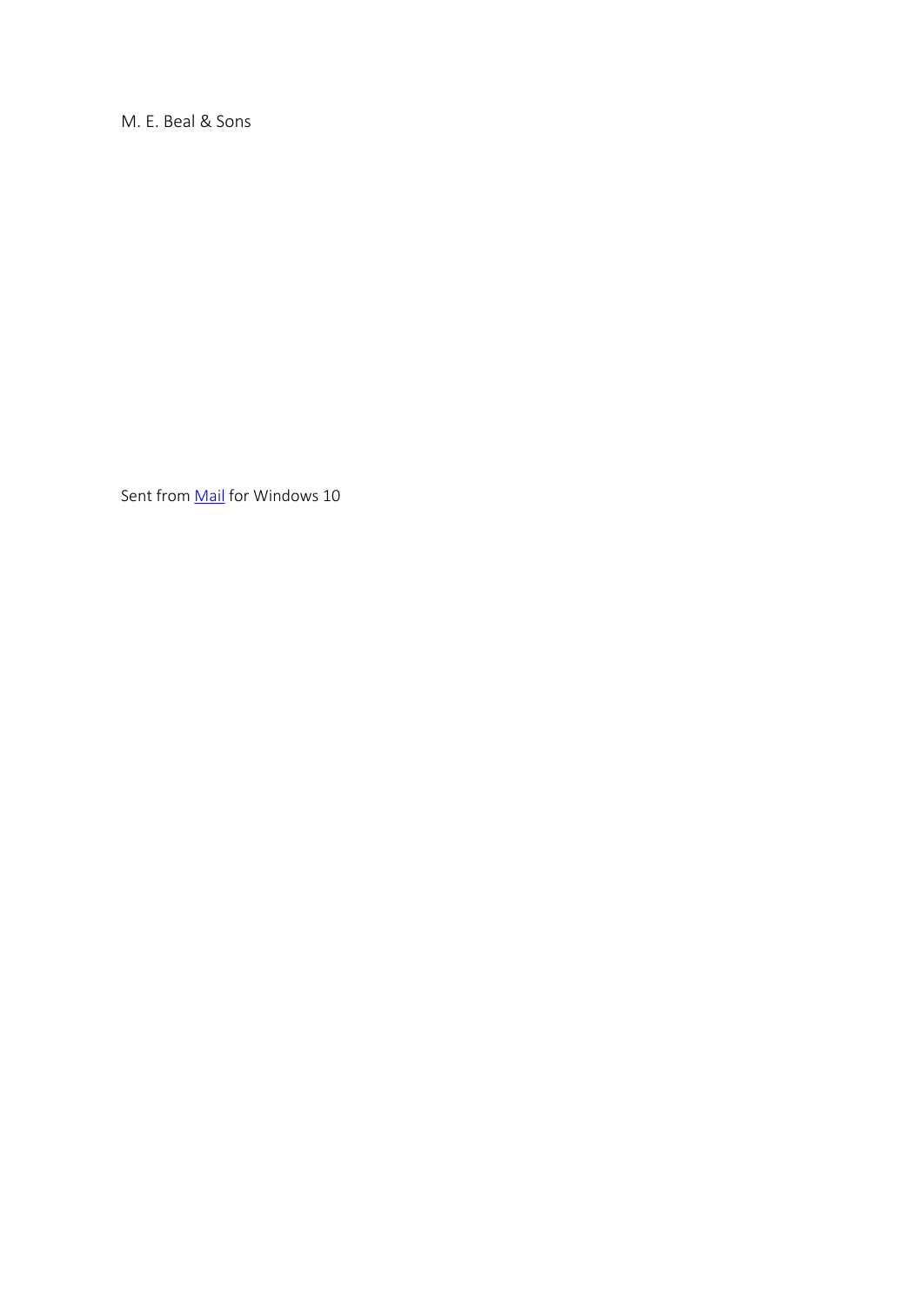M. E. Beal & Sons

Sent from Mail for Windows 10